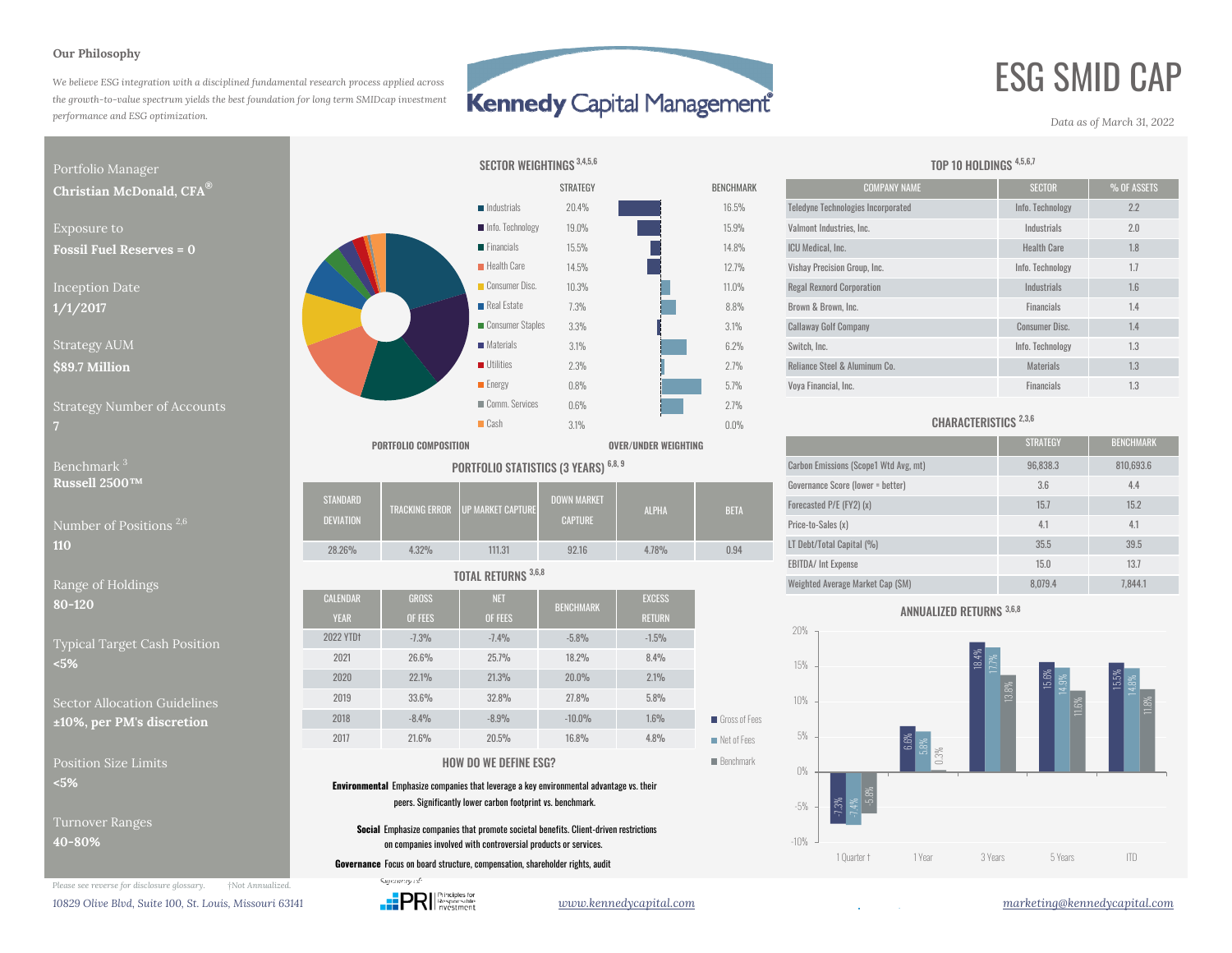**Our Philosophy**

*We believe ESG integration with a disciplined fundamental research process applied across the growth-to-value spectrum yields the best foundation for long term SMIDcap investment performance and ESG optimization.*

Kennedy Capital Management

# ESG SMID CAP

*Data as of March 31, 2022*

Portfolio Manager
**Christian McDonald, CFA®**

Exposure to
**Fossil Fuel Reserves = 0**

Inception Date
**1/1/2017**

Strategy AUM
**$89.7 Million**

Strategy Number of Accounts
**7**

Benchmark [3]
**Russell 2500™**

Number of Positions [2,6]
**110**

Range of Holdings
**80-120**

Typical Target Cash Position
**<5%**

Sector Allocation Guidelines
**±10%, per PM's discretion**

Position Size Limits
**<5%**

Turnover Ranges
**40-80%**

## SECTOR WEIGHTINGS [3,4,5,6]

| Sector | Strategy | Benchmark |
|---|---|---|
| Industrials | 20.4% | 16.5% |
| Info. Technology | 19.0% | 15.9% |
| Financials | 15.5% | 14.8% |
| Health Care | 14.5% | 12.7% |
| Consumer Disc. | 10.3% | 11.0% |
| Real Estate | 7.3% | 8.8% |
| Consumer Staples | 3.3% | 3.1% |
| Materials | 3.1% | 6.2% |
| Utilities | 2.3% | 2.7% |
| Energy | 0.8% | 5.7% |
| Comm. Services | 0.6% | 2.7% |
| Cash | 3.1% | 0.0% |

PORTFOLIO COMPOSITION — OVER/UNDER WEIGHTING

## TOP 10 HOLDINGS [4,5,6,7]

| COMPANY NAME | SECTOR | % OF ASSETS |
|---|---|---|
| Teledyne Technologies Incorporated | Info. Technology | 2.2 |
| Valmont Industries, Inc. | Industrials | 2.0 |
| ICU Medical, Inc. | Health Care | 1.8 |
| Vishay Precision Group, Inc. | Info. Technology | 1.7 |
| Regal Rexnord Corporation | Industrials | 1.6 |
| Brown & Brown, Inc. | Financials | 1.4 |
| Callaway Golf Company | Consumer Disc. | 1.4 |
| Switch, Inc. | Info. Technology | 1.3 |
| Reliance Steel & Aluminum Co. | Materials | 1.3 |
| Voya Financial, Inc. | Financials | 1.3 |

## PORTFOLIO STATISTICS (3 YEARS) [6,8,9]

| STANDARD DEVIATION | TRACKING ERROR | UP MARKET CAPTURE | DOWN MARKET CAPTURE | ALPHA | BETA |
|---|---|---|---|---|---|
| 28.26% | 4.32% | 111.31 | 92.16 | 4.78% | 0.94 |

## CHARACTERISTICS [2,3,6]

| | STRATEGY | BENCHMARK |
|---|---|---|
| Carbon Emissions (Scope1 Wtd Avg, mt) | 96,838.3 | 810,693.6 |
| Governance Score (lower = better) | 3.6 | 4.4 |
| Forecasted P/E (FY2) (x) | 15.7 | 15.2 |
| Price-to-Sales (x) | 4.1 | 4.1 |
| LT Debt/Total Capital (%) | 35.5 | 39.5 |
| EBITDA/ Int Expense | 15.0 | 13.7 |
| Weighted Average Market Cap ($M) | 8,079.4 | 7,844.1 |

## TOTAL RETURNS [3,6,8]

| CALENDAR YEAR | GROSS OF FEES | NET OF FEES | BENCHMARK | EXCESS RETURN |
|---|---|---|---|---|
| 2022 YTD† | -7.3% | -7.4% | -5.8% | -1.5% |
| 2021 | 26.6% | 25.7% | 18.2% | 8.4% |
| 2020 | 22.1% | 21.3% | 20.0% | 2.1% |
| 2019 | 33.6% | 32.8% | 27.8% | 5.8% |
| 2018 | -8.4% | -8.9% | -10.0% | 1.6% |
| 2017 | 21.6% | 20.5% | 16.8% | 4.8% |

## ANNUALIZED RETURNS [3,6,8]

| | Gross of Fees | Net of Fees | Benchmark |
|---|---|---|---|
| 1 Quarter † | -7.3% | -7.4% | -5.8% |
| 1 Year | 6.6% | 5.8% | 0.3% |
| 3 Years | 18.4% | 17.7% | 13.8% |
| 5 Years | 15.6% | 14.9% | 11.6% |
| ITD | 15.5% | 14.8% | 11.8% |

## HOW DO WE DEFINE ESG?

**Environmental** Emphasize companies that leverage a key environmental advantage vs. their peers. Significantly lower carbon footprint vs. benchmark.

**Social** Emphasize companies that promote societal benefits. Client-driven restrictions on companies involved with controversial products or services.

**Governance** Focus on board structure, compensation, shareholder rights, audit

*Please see reverse for disclosure glossary.* †Not Annualized.

Signatory of: PRI Principles for Responsible Investment

*10829 Olive Blvd, Suite 100, St. Louis, Missouri 63141* *www.kennedycapital.com* *marketing@kennedycapital.com*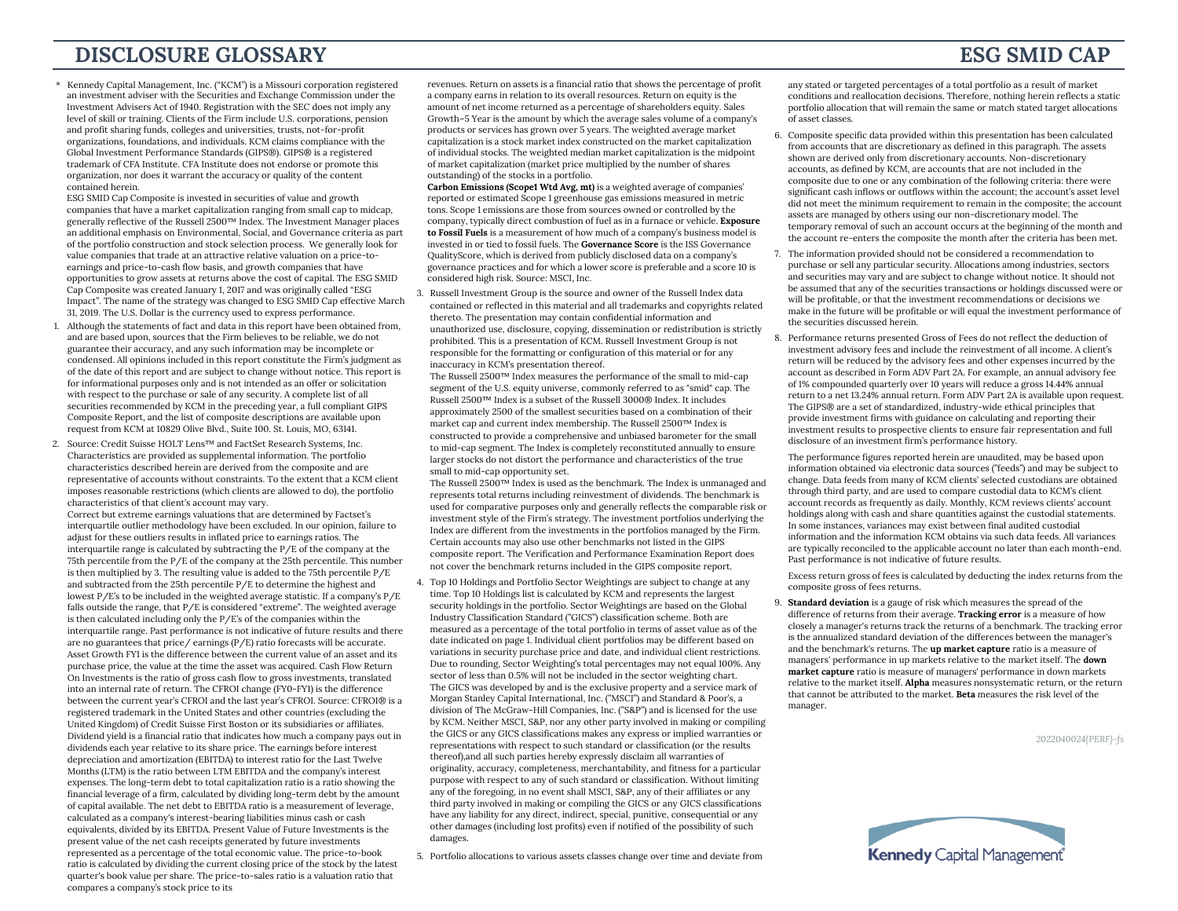# DISCLOSURE GLOSSARY

# ESG SMID CAP

* Kennedy Capital Management, Inc. ("KCM") is a Missouri corporation registered an investment adviser with the Securities and Exchange Commission under the Investment Advisers Act of 1940. Registration with the SEC does not imply any level of skill or training. Clients of the Firm include U.S. corporations, pension and profit sharing funds, colleges and universities, trusts, not-for-profit organizations, foundations, and individuals. KCM claims compliance with the Global Investment Performance Standards (GIPS®). GIPS® is a registered trademark of CFA Institute. CFA Institute does not endorse or promote this organization, nor does it warrant the accuracy or quality of the content contained herein.

  ESG SMID Cap Composite is invested in securities of value and growth companies that have a market capitalization ranging from small cap to midcap, generally reflective of the Russell 2500™ Index. The Investment Manager places an additional emphasis on Environmental, Social, and Governance criteria as part of the portfolio construction and stock selection process. We generally look for value companies that trade at an attractive relative valuation on a price-to-earnings and price-to-cash flow basis, and growth companies that have opportunities to grow assets at returns above the cost of capital. The ESG SMID Cap Composite was created January 1, 2017 and was originally called "ESG Impact". The name of the strategy was changed to ESG SMID Cap effective March 31, 2019. The U.S. Dollar is the currency used to express performance.

1. Although the statements of fact and data in this report have been obtained from, and are based upon, sources that the Firm believes to be reliable, we do not guarantee their accuracy, and any such information may be incomplete or condensed. All opinions included in this report constitute the Firm's judgment as of the date of this report and are subject to change without notice. This report is for informational purposes only and is not intended as an offer or solicitation with respect to the purchase or sale of any security. A complete list of all securities recommended by KCM in the preceding year, a full compliant GIPS Composite Report, and the list of composite descriptions are available upon request from KCM at 10829 Olive Blvd., Suite 100. St. Louis, MO, 63141.

2. Source: Credit Suisse HOLT Lens™ and FactSet Research Systems, Inc. Characteristics are provided as supplemental information. The portfolio characteristics described herein are derived from the composite and are representative of accounts without constraints. To the extent that a KCM client imposes reasonable restrictions (which clients are allowed to do), the portfolio characteristics of that client's account may vary.

   Correct but extreme earnings valuations that are determined by Factset's interquartile outlier methodology have been excluded. In our opinion, failure to adjust for these outliers results in inflated price to earnings ratios. The interquartile range is calculated by subtracting the P/E of the company at the 75th percentile from the P/E of the company at the 25th percentile. This number is then multiplied by 3. The resulting value is added to the 75th percentile P/E and subtracted from the 25th percentile P/E to determine the highest and lowest P/E's to be included in the weighted average statistic. If a company's P/E falls outside the range, that P/E is considered "extreme". The weighted average is then calculated including only the P/E's of the companies within the interquartile range. Past performance is not indicative of future results and there are no guarantees that price/ earnings (P/E) ratio forecasts will be accurate. Asset Growth FY1 is the difference between the current value of an asset and its purchase price, the value at the time the asset was acquired. Cash Flow Return On Investments is the ratio of gross cash flow to gross investments, translated into an internal rate of return. The CFROI change (FY0-FY1) is the difference between the current year's CFROI and the last year's CFROI. Source: CFROI® is a registered trademark in the United States and other countries (excluding the United Kingdom) of Credit Suisse First Boston or its subsidiaries or affiliates. Dividend yield is a financial ratio that indicates how much a company pays out in dividends each year relative to its share price. The earnings before interest depreciation and amortization (EBITDA) to interest ratio for the Last Twelve Months (LTM) is the ratio between LTM EBITDA and the company's interest expenses. The long-term debt to total capitalization ratio is a ratio showing the financial leverage of a firm, calculated by dividing long-term debt by the amount of capital available. The net debt to EBITDA ratio is a measurement of leverage, calculated as a company's interest-bearing liabilities minus cash or cash equivalents, divided by its EBITDA. Present Value of Future Investments is the present value of the net cash receipts generated by future investments represented as a percentage of the total economic value. The price-to-book ratio is calculated by dividing the current closing price of the stock by the latest quarter's book value per share. The price-to-sales ratio is a valuation ratio that compares a company's stock price to its revenues. Return on assets is a financial ratio that shows the percentage of profit a company earns in relation to its overall resources. Return on equity is the amount of net income returned as a percentage of shareholders equity. Sales Growth–5 Year is the amount by which the average sales volume of a company's products or services has grown over 5 years. The weighted average market capitalization is a stock market index constructed on the market capitalization of individual stocks. The weighted median market capitalization is the midpoint of market capitalization (market price multiplied by the number of shares outstanding) of the stocks in a portfolio.

   **Carbon Emissions (Scope1 Wtd Avg, mt)** is a weighted average of companies' reported or estimated Scope 1 greenhouse gas emissions measured in metric tons. Scope 1 emissions are those from sources owned or controlled by the company, typically direct combustion of fuel as in a furnace or vehicle. **Exposure to Fossil Fuels** is a measurement of how much of a company's business model is invested in or tied to fossil fuels. The **Governance Score** is the ISS Governance QualityScore, which is derived from publicly disclosed data on a company's governance practices and for which a lower score is preferable and a score 10 is considered high risk. Source: MSCI, Inc.

3. Russell Investment Group is the source and owner of the Russell Index data contained or reflected in this material and all trademarks and copyrights related thereto. The presentation may contain confidential information and unauthorized use, disclosure, copying, dissemination or redistribution is strictly prohibited. This is a presentation of KCM. Russell Investment Group is not responsible for the formatting or configuration of this material or for any inaccuracy in KCM's presentation thereof.

   The Russell 2500™ Index measures the performance of the small to mid-cap segment of the U.S. equity universe, commonly referred to as "smid" cap. The Russell 2500™ Index is a subset of the Russell 3000® Index. It includes approximately 2500 of the smallest securities based on a combination of their market cap and current index membership. The Russell 2500™ Index is constructed to provide a comprehensive and unbiased barometer for the small to mid-cap segment. The Index is completely reconstituted annually to ensure larger stocks do not distort the performance and characteristics of the true small to mid-cap opportunity set.

   The Russell 2500™ Index is used as the benchmark. The Index is unmanaged and represents total returns including reinvestment of dividends. The benchmark is used for comparative purposes only and generally reflects the comparable risk or investment style of the Firm's strategy. The investment portfolios underlying the Index are different from the investments in the portfolios managed by the Firm. Certain accounts may also use other benchmarks not listed in the GIPS composite report. The Verification and Performance Examination Report does not cover the benchmark returns included in the GIPS composite report.

4. Top 10 Holdings and Portfolio Sector Weightings are subject to change at any time. Top 10 Holdings list is calculated by KCM and represents the largest security holdings in the portfolio. Sector Weightings are based on the Global Industry Classification Standard ("GICS") classification scheme. Both are measured as a percentage of the total portfolio in terms of asset value as of the date indicated on page 1. Individual client portfolios may be different based on variations in security purchase price and date, and individual client restrictions. Due to rounding, Sector Weighting's total percentages may not equal 100%. Any sector of less than 0.5% will not be included in the sector weighting chart. The GICS was developed by and is the exclusive property and a service mark of Morgan Stanley Capital International, Inc. ("MSCI") and Standard & Poor's, a division of The McGraw-Hill Companies, Inc. ("S&P") and is licensed for the use by KCM. Neither MSCI, S&P, nor any other party involved in making or compiling the GICS or any GICS classifications makes any express or implied warranties or representations with respect to such standard or classification (or the results thereof),and all such parties hereby expressly disclaim all warranties of originality, accuracy, completeness, merchantability, and fitness for a particular purpose with respect to any of such standard or classification. Without limiting any of the foregoing, in no event shall MSCI, S&P, any of their affiliates or any third party involved in making or compiling the GICS or any GICS classifications have any liability for any direct, indirect, special, punitive, consequential or any other damages (including lost profits) even if notified of the possibility of such damages.

5. Portfolio allocations to various assets classes change over time and deviate from any stated or targeted percentages of a total portfolio as a result of market conditions and reallocation decisions. Therefore, nothing herein reflects a static portfolio allocation that will remain the same or match stated target allocations of asset classes.

6. Composite specific data provided within this presentation has been calculated from accounts that are discretionary as defined in this paragraph. The assets shown are derived only from discretionary accounts. Non-discretionary accounts, as defined by KCM, are accounts that are not included in the composite due to one or any combination of the following criteria: there were significant cash inflows or outflows within the account; the account's asset level did not meet the minimum requirement to remain in the composite; the account assets are managed by others using our non-discretionary model. The temporary removal of such an account occurs at the beginning of the month and the account re-enters the composite the month after the criteria has been met.

7. The information provided should not be considered a recommendation to purchase or sell any particular security. Allocations among industries, sectors and securities may vary and are subject to change without notice. It should not be assumed that any of the securities transactions or holdings discussed were or will be profitable, or that the investment recommendations or decisions we make in the future will be profitable or will equal the investment performance of the securities discussed herein.

8. Performance returns presented Gross of Fees do not reflect the deduction of investment advisory fees and include the reinvestment of all income. A client's return will be reduced by the advisory fees and other expenses incurred by the account as described in Form ADV Part 2A. For example, an annual advisory fee of 1% compounded quarterly over 10 years will reduce a gross 14.44% annual return to a net 13.24% annual return. Form ADV Part 2A is available upon request. The GIPS® are a set of standardized, industry-wide ethical principles that provide investment firms with guidance on calculating and reporting their investment results to prospective clients to ensure fair representation and full disclosure of an investment firm's performance history.

   The performance figures reported herein are unaudited, may be based upon information obtained via electronic data sources ("feeds") and may be subject to change. Data feeds from many of KCM clients' selected custodians are obtained through third party, and are used to compare custodial data to KCM's client account records as frequently as daily. Monthly, KCM reviews clients' account holdings along with cash and share quantities against the custodial statements. In some instances, variances may exist between final audited custodial information and the information KCM obtains via such data feeds. All variances are typically reconciled to the applicable account no later than each month-end. Past performance is not indicative of future results.

   Excess return gross of fees is calculated by deducting the index returns from the composite gross of fees returns.

9. **Standard deviation** is a gauge of risk which measures the spread of the difference of returns from their average. **Tracking error** is a measure of how closely a manager's returns track the returns of a benchmark. The tracking error is the annualized standard deviation of the differences between the manager's and the benchmark's returns. The **up market capture** ratio is a measure of managers' performance in up markets relative to the market itself. The **down market capture** ratio is measure of managers' performance in down markets relative to the market itself. **Alpha** measures nonsystematic return, or the return that cannot be attributed to the market. **Beta** measures the risk level of the manager.

2022040024(PERF)-fs

Kennedy Capital Management